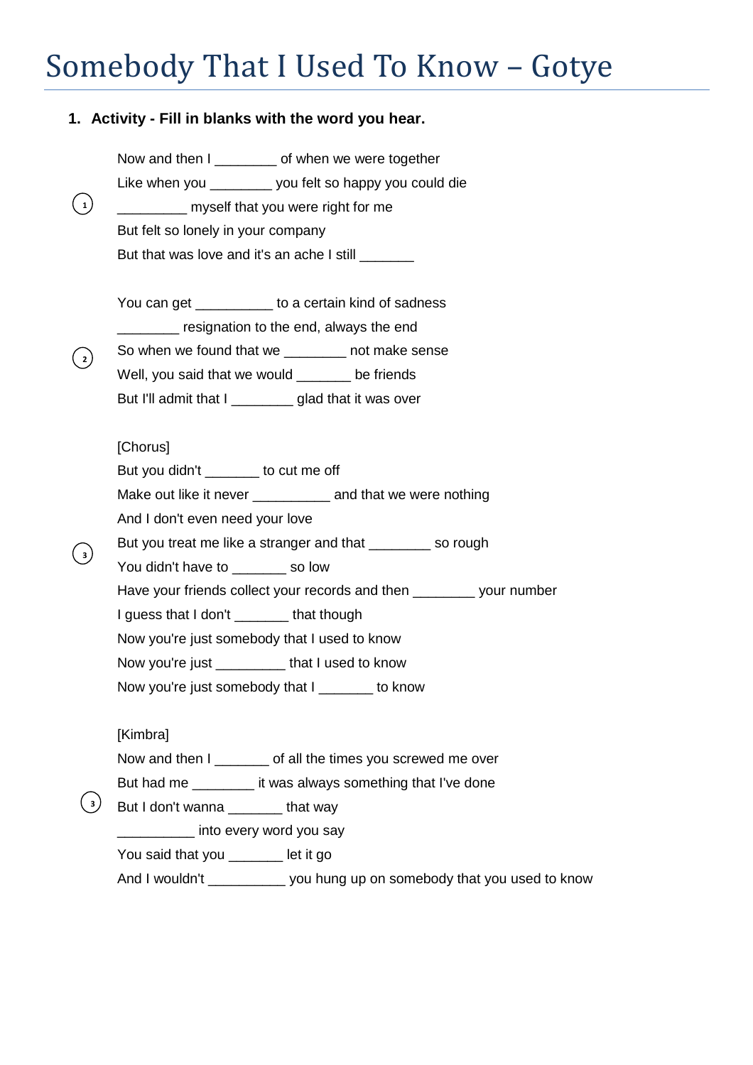# Somebody That I Used To Know – Gotye

1. **Activity - Fill in blanks with the word you hear.**

(1)

Now and then I ________ of when we were together
Like when you ________ you felt so happy you could die
_________ myself that you were right for me
But felt so lonely in your company
But that was love and it's an ache I still _______

(2)

You can get __________ to a certain kind of sadness
________ resignation to the end, always the end
So when we found that we ________ not make sense
Well, you said that we would _______ be friends
But I'll admit that I ________ glad that it was over

(3)

[Chorus]
But you didn't _______ to cut me off
Make out like it never __________ and that we were nothing
And I don't even need your love
But you treat me like a stranger and that ________ so rough
You didn't have to _______ so low
Have your friends collect your records and then ________ your number
I guess that I don't _______ that though
Now you're just somebody that I used to know
Now you're just _________ that I used to know
Now you're just somebody that I _______ to know

(3)

[Kimbra]
Now and then I _______ of all the times you screwed me over
But had me ________ it was always something that I've done
But I don't wanna _______ that way
__________ into every word you say
You said that you _______ let it go
And I wouldn't __________ you hung up on somebody that you used to know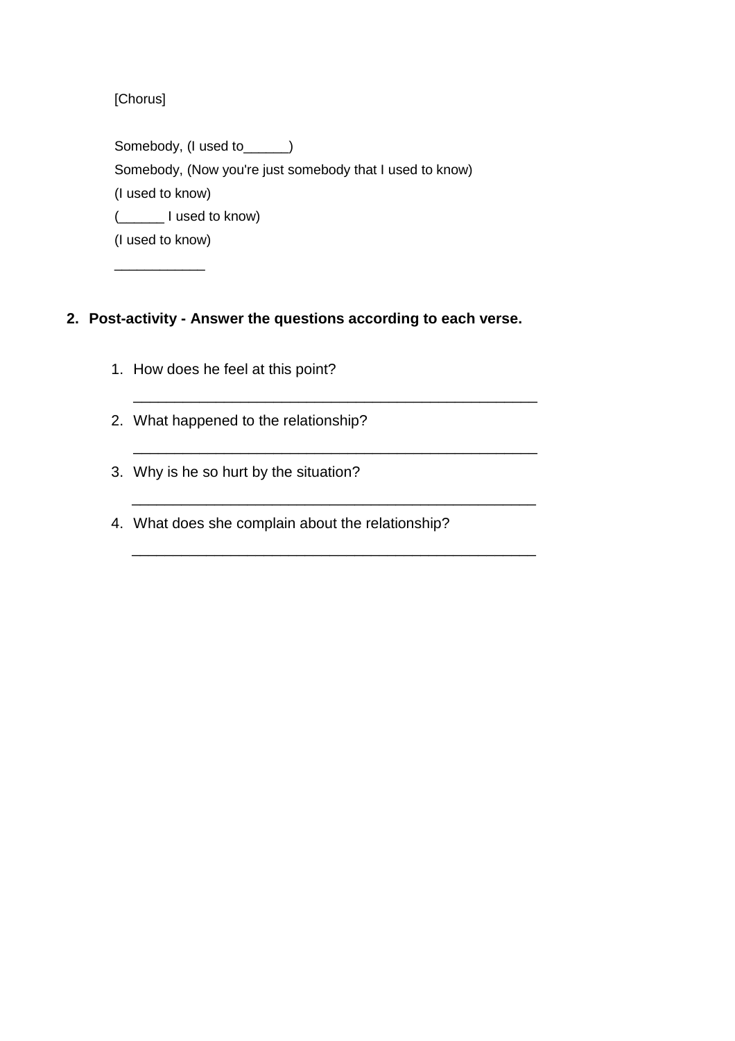[Chorus]

Somebody, (I used to______)
Somebody, (Now you're just somebody that I used to know)
(I used to know)
(______ I used to know)
(I used to know)
____________

## 2. Post-activity - Answer the questions according to each verse.

1. How does he feel at this point?

   __________________________________________________

2. What happened to the relationship?

   __________________________________________________

3. Why is he so hurt by the situation?

   __________________________________________________

4. What does she complain about the relationship?

   __________________________________________________